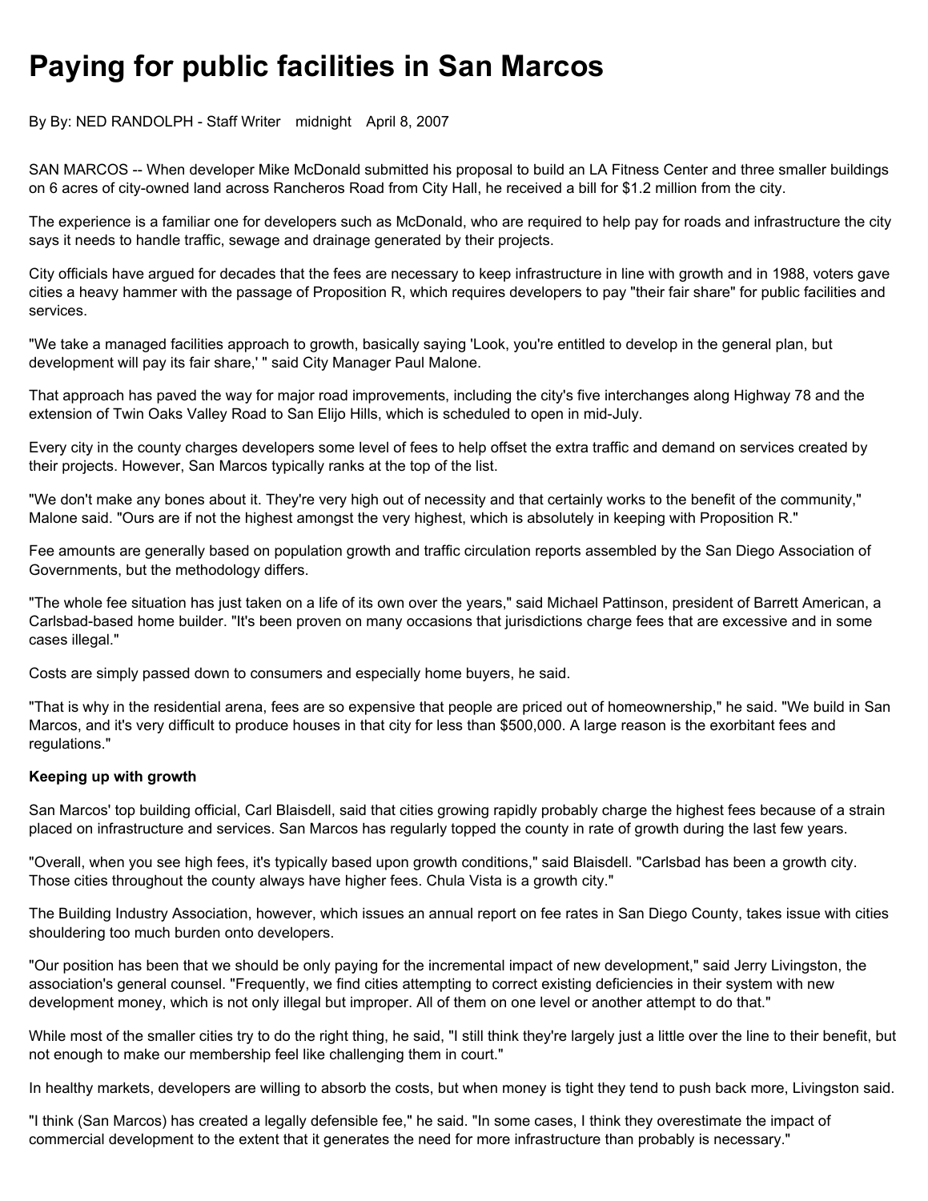# Paying for public facilities in San Marcos

By By: NED RANDOLPH - Staff Writer midnight April 8, 2007

SAN MARCOS -- When developer Mike McDonald submitted his proposal to build an LA Fitness Center and three smaller buildings on 6 acres of city-owned land across Rancheros Road from City Hall, he received a bill for $1.2 million from the city.

The experience is a familiar one for developers such as McDonald, who are required to help pay for roads and infrastructure the city says it needs to handle traffic, sewage and drainage generated by their projects.

City officials have argued for decades that the fees are necessary to keep infrastructure in line with growth and in 1988, voters gave cities a heavy hammer with the passage of Proposition R, which requires developers to pay "their fair share" for public facilities and services.

"We take a managed facilities approach to growth, basically saying 'Look, you're entitled to develop in the general plan, but development will pay its fair share,' " said City Manager Paul Malone.

That approach has paved the way for major road improvements, including the city's five interchanges along Highway 78 and the extension of Twin Oaks Valley Road to San Elijo Hills, which is scheduled to open in mid-July.

Every city in the county charges developers some level of fees to help offset the extra traffic and demand on services created by their projects. However, San Marcos typically ranks at the top of the list.

"We don't make any bones about it. They're very high out of necessity and that certainly works to the benefit of the community," Malone said. "Ours are if not the highest amongst the very highest, which is absolutely in keeping with Proposition R."

Fee amounts are generally based on population growth and traffic circulation reports assembled by the San Diego Association of Governments, but the methodology differs.

"The whole fee situation has just taken on a life of its own over the years," said Michael Pattinson, president of Barrett American, a Carlsbad-based home builder. "It's been proven on many occasions that jurisdictions charge fees that are excessive and in some cases illegal."

Costs are simply passed down to consumers and especially home buyers, he said.

"That is why in the residential arena, fees are so expensive that people are priced out of homeownership," he said. "We build in San Marcos, and it's very difficult to produce houses in that city for less than $500,000. A large reason is the exorbitant fees and regulations."

**Keeping up with growth**

San Marcos' top building official, Carl Blaisdell, said that cities growing rapidly probably charge the highest fees because of a strain placed on infrastructure and services. San Marcos has regularly topped the county in rate of growth during the last few years.

"Overall, when you see high fees, it's typically based upon growth conditions," said Blaisdell. "Carlsbad has been a growth city. Those cities throughout the county always have higher fees. Chula Vista is a growth city."

The Building Industry Association, however, which issues an annual report on fee rates in San Diego County, takes issue with cities shouldering too much burden onto developers.

"Our position has been that we should be only paying for the incremental impact of new development," said Jerry Livingston, the association's general counsel. "Frequently, we find cities attempting to correct existing deficiencies in their system with new development money, which is not only illegal but improper. All of them on one level or another attempt to do that."

While most of the smaller cities try to do the right thing, he said, "I still think they're largely just a little over the line to their benefit, but not enough to make our membership feel like challenging them in court."

In healthy markets, developers are willing to absorb the costs, but when money is tight they tend to push back more, Livingston said.

"I think (San Marcos) has created a legally defensible fee," he said. "In some cases, I think they overestimate the impact of commercial development to the extent that it generates the need for more infrastructure than probably is necessary."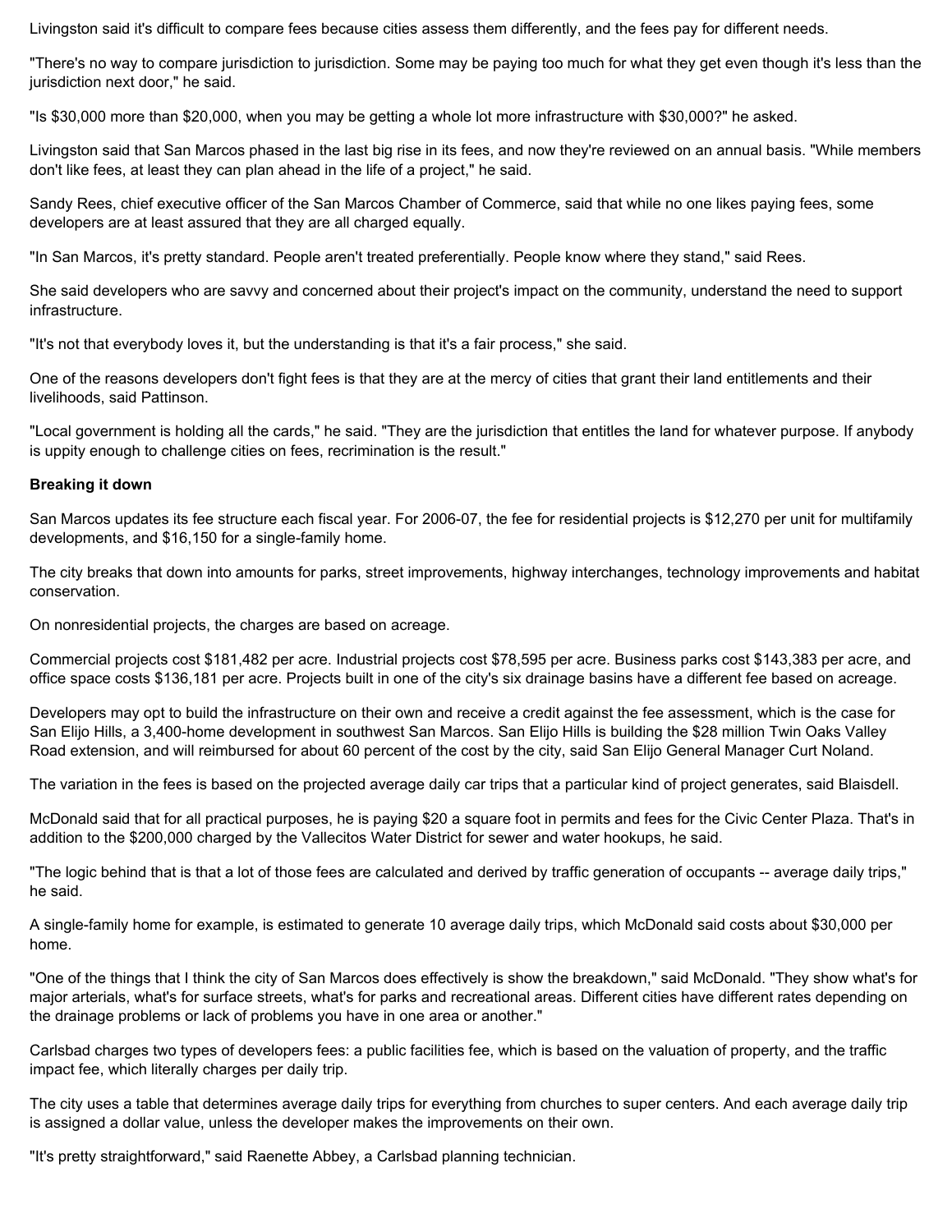Livingston said it's difficult to compare fees because cities assess them differently, and the fees pay for different needs.

"There's no way to compare jurisdiction to jurisdiction. Some may be paying too much for what they get even though it's less than the jurisdiction next door," he said.

"Is $30,000 more than $20,000, when you may be getting a whole lot more infrastructure with $30,000?" he asked.

Livingston said that San Marcos phased in the last big rise in its fees, and now they're reviewed on an annual basis. "While members don't like fees, at least they can plan ahead in the life of a project," he said.

Sandy Rees, chief executive officer of the San Marcos Chamber of Commerce, said that while no one likes paying fees, some developers are at least assured that they are all charged equally.

"In San Marcos, it's pretty standard. People aren't treated preferentially. People know where they stand," said Rees.

She said developers who are savvy and concerned about their project's impact on the community, understand the need to support infrastructure.

"It's not that everybody loves it, but the understanding is that it's a fair process," she said.

One of the reasons developers don't fight fees is that they are at the mercy of cities that grant their land entitlements and their livelihoods, said Pattinson.

"Local government is holding all the cards," he said. "They are the jurisdiction that entitles the land for whatever purpose. If anybody is uppity enough to challenge cities on fees, recrimination is the result."

**Breaking it down**

San Marcos updates its fee structure each fiscal year. For 2006-07, the fee for residential projects is $12,270 per unit for multifamily developments, and $16,150 for a single-family home.

The city breaks that down into amounts for parks, street improvements, highway interchanges, technology improvements and habitat conservation.

On nonresidential projects, the charges are based on acreage.

Commercial projects cost $181,482 per acre. Industrial projects cost $78,595 per acre. Business parks cost $143,383 per acre, and office space costs $136,181 per acre. Projects built in one of the city's six drainage basins have a different fee based on acreage.

Developers may opt to build the infrastructure on their own and receive a credit against the fee assessment, which is the case for San Elijo Hills, a 3,400-home development in southwest San Marcos. San Elijo Hills is building the $28 million Twin Oaks Valley Road extension, and will reimbursed for about 60 percent of the cost by the city, said San Elijo General Manager Curt Noland.

The variation in the fees is based on the projected average daily car trips that a particular kind of project generates, said Blaisdell.

McDonald said that for all practical purposes, he is paying $20 a square foot in permits and fees for the Civic Center Plaza. That's in addition to the $200,000 charged by the Vallecitos Water District for sewer and water hookups, he said.

"The logic behind that is that a lot of those fees are calculated and derived by traffic generation of occupants -- average daily trips," he said.

A single-family home for example, is estimated to generate 10 average daily trips, which McDonald said costs about $30,000 per home.

"One of the things that I think the city of San Marcos does effectively is show the breakdown," said McDonald. "They show what's for major arterials, what's for surface streets, what's for parks and recreational areas. Different cities have different rates depending on the drainage problems or lack of problems you have in one area or another."

Carlsbad charges two types of developers fees: a public facilities fee, which is based on the valuation of property, and the traffic impact fee, which literally charges per daily trip.

The city uses a table that determines average daily trips for everything from churches to super centers. And each average daily trip is assigned a dollar value, unless the developer makes the improvements on their own.

"It's pretty straightforward," said Raenette Abbey, a Carlsbad planning technician.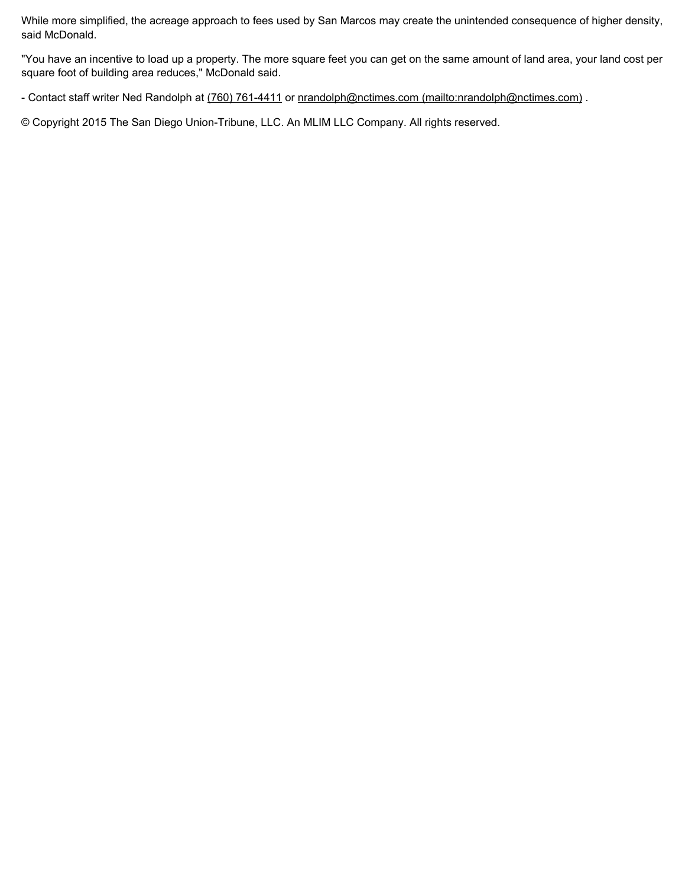While more simplified, the acreage approach to fees used by San Marcos may create the unintended consequence of higher density, said McDonald.

"You have an incentive to load up a property. The more square feet you can get on the same amount of land area, your land cost per square foot of building area reduces," McDonald said.

- Contact staff writer Ned Randolph at (760) 761-4411 or nrandolph@nctimes.com (mailto:nrandolph@nctimes.com) .

© Copyright 2015 The San Diego Union-Tribune, LLC. An MLIM LLC Company. All rights reserved.